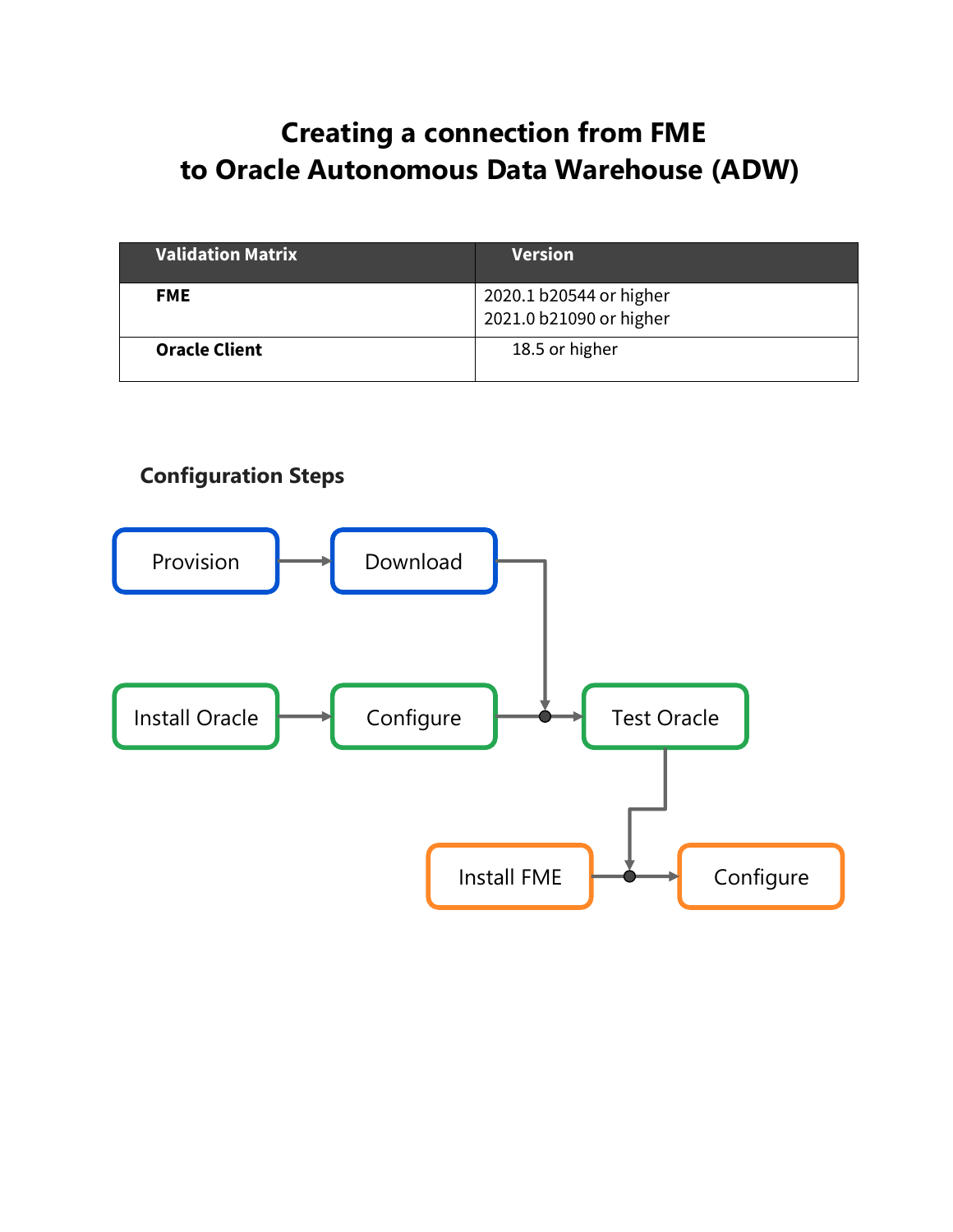# Creating a connection from FME to Oracle Autonomous Data Warehouse (ADW)

| Validation Matrix | Version |
| --- | --- |
| **FME** | 2020.1 b20544 or higher<br>2021.0 b21090 or higher |
| **Oracle Client** | 18.5 or higher |

## Configuration Steps

Provision → Download

Install Oracle → Configure → Test Oracle

Install FME → Configure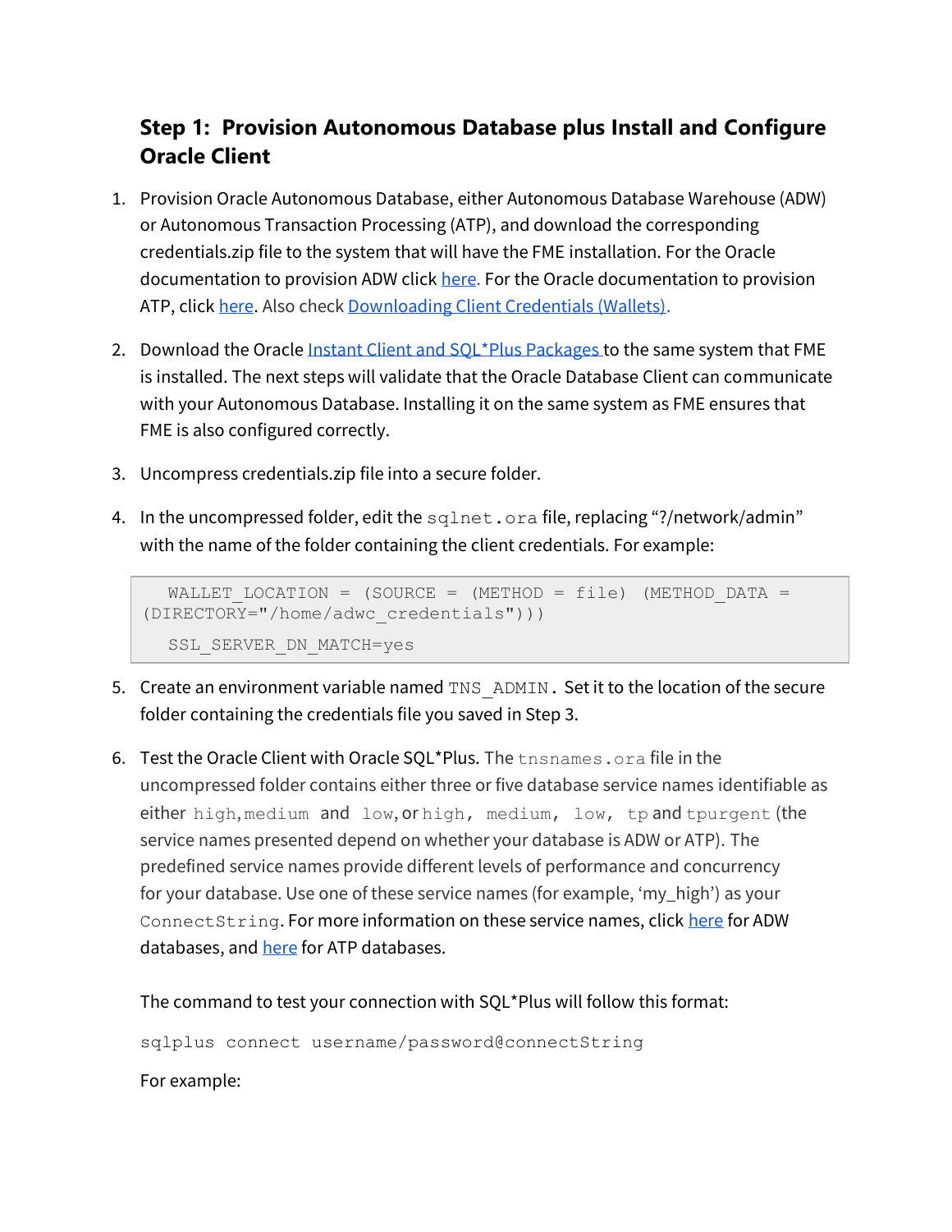## Step 1: Provision Autonomous Database plus Install and Configure Oracle Client

1. Provision Oracle Autonomous Database, either Autonomous Database Warehouse (ADW) or Autonomous Transaction Processing (ATP), and download the corresponding credentials.zip file to the system that will have the FME installation. For the Oracle documentation to provision ADW click here. For the Oracle documentation to provision ATP, click here. Also check Downloading Client Credentials (Wallets).

2. Download the Oracle Instant Client and SQL*Plus Packages to the same system that FME is installed. The next steps will validate that the Oracle Database Client can communicate with your Autonomous Database. Installing it on the same system as FME ensures that FME is also configured correctly.

3. Uncompress credentials.zip file into a secure folder.

4. In the uncompressed folder, edit the `sqlnet.ora` file, replacing "?/network/admin" with the name of the folder containing the client credentials. For example:

```
WALLET_LOCATION = (SOURCE = (METHOD = file) (METHOD_DATA =
(DIRECTORY="/home/adwc_credentials")))

SSL_SERVER_DN_MATCH=yes
```

5. Create an environment variable named `TNS_ADMIN`. Set it to the location of the secure folder containing the credentials file you saved in Step 3.

6. Test the Oracle Client with Oracle SQL*Plus. The `tnsnames.ora` file in the uncompressed folder contains either three or five database service names identifiable as either `high`, `medium` and `low`, or `high`, `medium`, `low`, `tp` and `tpurgent` (the service names presented depend on whether your database is ADW or ATP). The predefined service names provide different levels of performance and concurrency for your database. Use one of these service names (for example, 'my_high') as your `ConnectString`. For more information on these service names, click here for ADW databases, and here for ATP databases.

   The command to test your connection with SQL*Plus will follow this format:

   ```
   sqlplus connect username/password@connectString
   ```

   For example: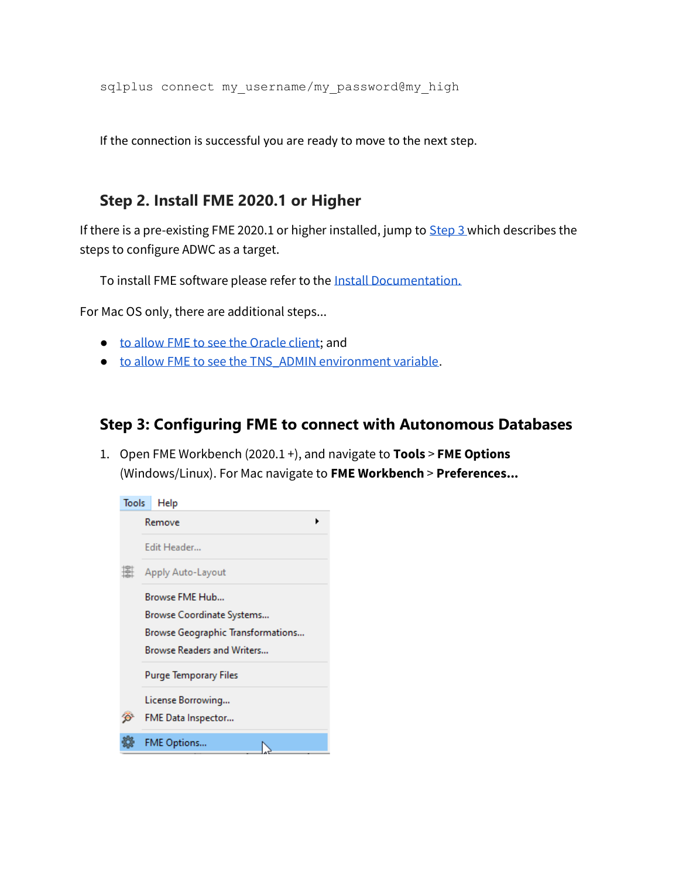```
sqlplus connect my_username/my_password@my_high
```

If the connection is successful you are ready to move to the next step.

## Step 2. Install FME 2020.1 or Higher

If there is a pre-existing FME 2020.1 or higher installed, jump to [Step 3](#) which describes the steps to configure ADWC as a target.

To install FME software please refer to the [Install Documentation.](#)

For Mac OS only, there are additional steps...

- [to allow FME to see the Oracle client](#); and
- [to allow FME to see the TNS_ADMIN environment variable](#).

## Step 3: Configuring FME to connect with Autonomous Databases

1. Open FME Workbench (2020.1 +), and navigate to **Tools** > **FME Options** (Windows/Linux). For Mac navigate to **FME Workbench** > **Preferences...**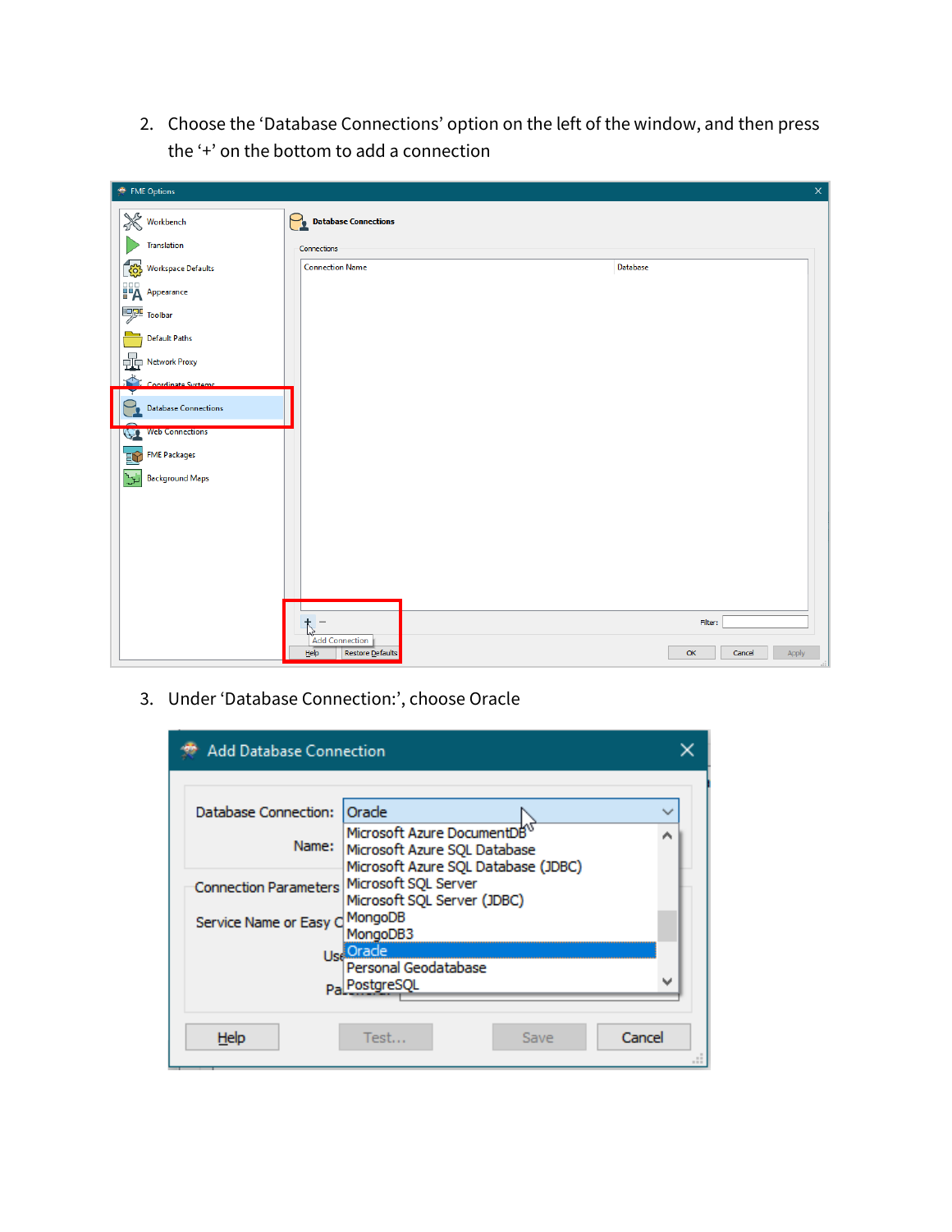2. Choose the 'Database Connections' option on the left of the window, and then press the '+' on the bottom to add a connection

3. Under 'Database Connection:', choose Oracle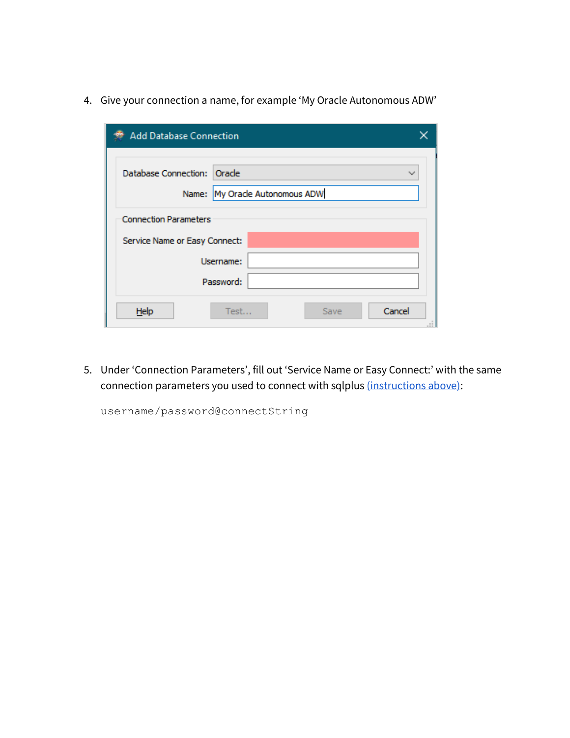4. Give your connection a name, for example 'My Oracle Autonomous ADW'

5. Under 'Connection Parameters', fill out 'Service Name or Easy Connect:' with the same connection parameters you used to connect with sqlplus (instructions above):

   ```
   username/password@connectString
   ```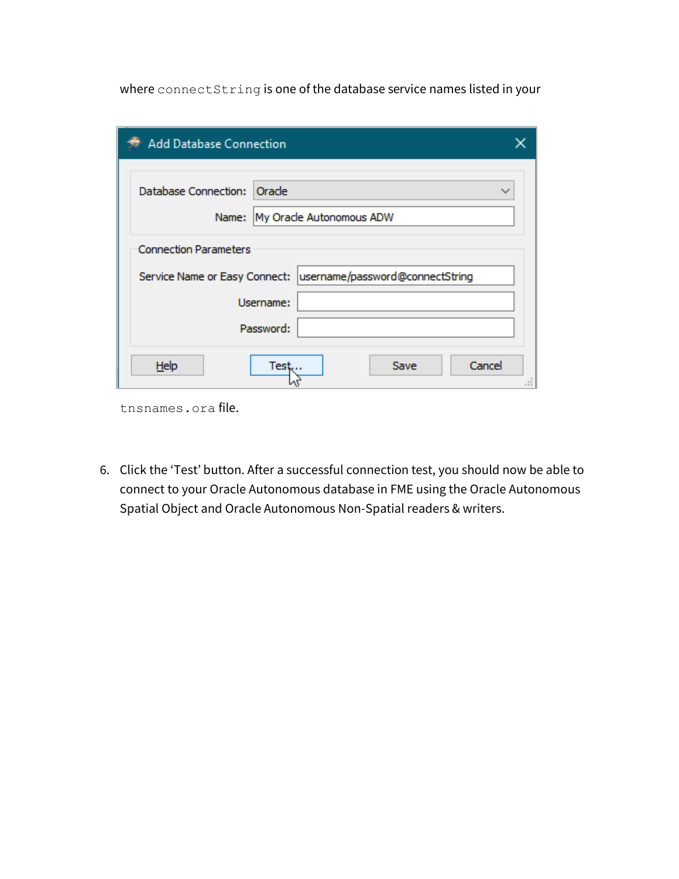where `connectString` is one of the database service names listed in your `tnsnames.ora` file.

6. Click the 'Test' button. After a successful connection test, you should now be able to connect to your Oracle Autonomous database in FME using the Oracle Autonomous Spatial Object and Oracle Autonomous Non-Spatial readers & writers.